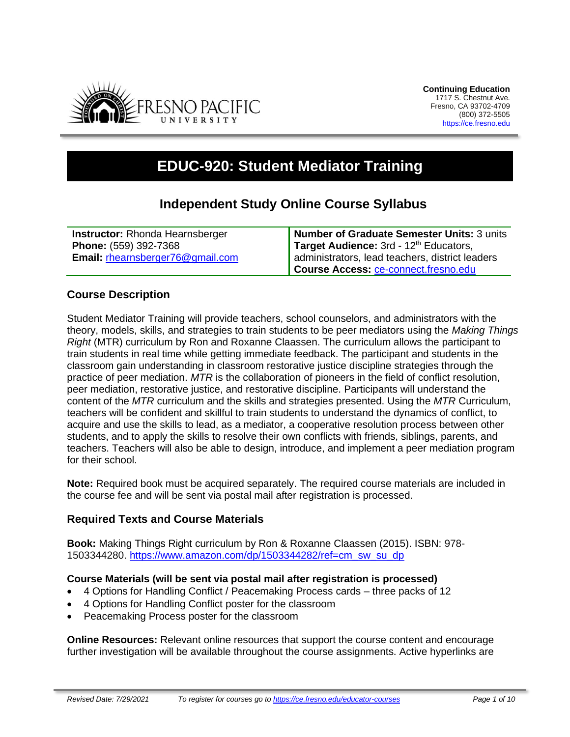**Continuing Education**
1717 S. Chestnut Ave.
Fresno, CA 93702-4709
(800) 372-5505
https://ce.fresno.edu

# EDUC-920: Student Mediator Training

## Independent Study Online Course Syllabus

| **Instructor:** Rhonda Hearnsberger<br>**Phone:** (559) 392-7368<br>**Email:** rhearnsberger76@gmail.com | **Number of Graduate Semester Units:** 3 units<br>**Target Audience:** 3rd - 12th Educators, administrators, lead teachers, district leaders<br>**Course Access:** ce-connect.fresno.edu |
|---|---|

### Course Description

Student Mediator Training will provide teachers, school counselors, and administrators with the theory, models, skills, and strategies to train students to be peer mediators using the *Making Things Right* (MTR) curriculum by Ron and Roxanne Claassen. The curriculum allows the participant to train students in real time while getting immediate feedback. The participant and students in the classroom gain understanding in classroom restorative justice discipline strategies through the practice of peer mediation. *MTR* is the collaboration of pioneers in the field of conflict resolution, peer mediation, restorative justice, and restorative discipline. Participants will understand the content of the *MTR* curriculum and the skills and strategies presented. Using the *MTR* Curriculum, teachers will be confident and skillful to train students to understand the dynamics of conflict, to acquire and use the skills to lead, as a mediator, a cooperative resolution process between other students, and to apply the skills to resolve their own conflicts with friends, siblings, parents, and teachers. Teachers will also be able to design, introduce, and implement a peer mediation program for their school.

**Note:** Required book must be acquired separately. The required course materials are included in the course fee and will be sent via postal mail after registration is processed.

### Required Texts and Course Materials

**Book:** Making Things Right curriculum by Ron & Roxanne Claassen (2015). ISBN: 978-1503344280. https://www.amazon.com/dp/1503344282/ref=cm_sw_su_dp

**Course Materials (will be sent via postal mail after registration is processed)**

- 4 Options for Handling Conflict / Peacemaking Process cards – three packs of 12
- 4 Options for Handling Conflict poster for the classroom
- Peacemaking Process poster for the classroom

**Online Resources:** Relevant online resources that support the course content and encourage further investigation will be available throughout the course assignments. Active hyperlinks are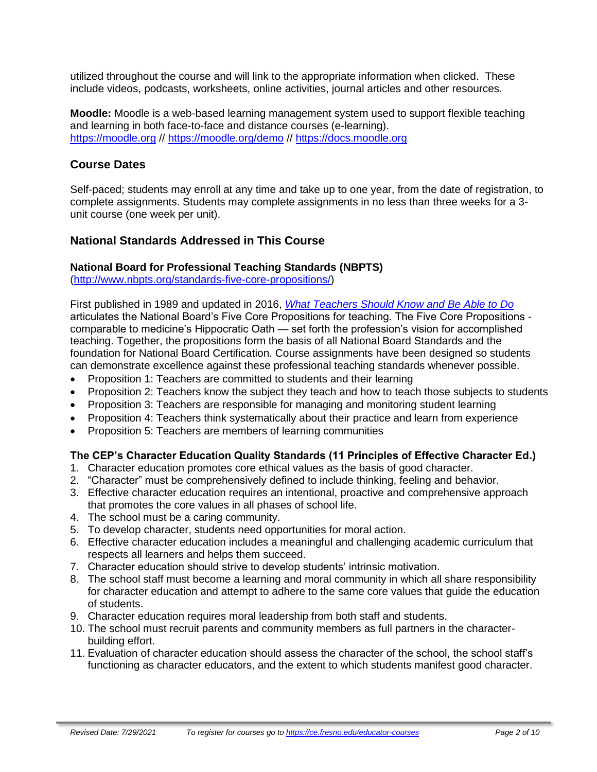utilized throughout the course and will link to the appropriate information when clicked. These include videos, podcasts, worksheets, online activities, journal articles and other resources.

**Moodle:** Moodle is a web-based learning management system used to support flexible teaching and learning in both face-to-face and distance courses (e-learning).
https://moodle.org // https://moodle.org/demo // https://docs.moodle.org

## Course Dates

Self-paced; students may enroll at any time and take up to one year, from the date of registration, to complete assignments. Students may complete assignments in no less than three weeks for a 3-unit course (one week per unit).

## National Standards Addressed in This Course

### National Board for Professional Teaching Standards (NBPTS)

(http://www.nbpts.org/standards-five-core-propositions/)

First published in 1989 and updated in 2016, *What Teachers Should Know and Be Able to Do* articulates the National Board's Five Core Propositions for teaching. The Five Core Propositions - comparable to medicine's Hippocratic Oath — set forth the profession's vision for accomplished teaching. Together, the propositions form the basis of all National Board Standards and the foundation for National Board Certification. Course assignments have been designed so students can demonstrate excellence against these professional teaching standards whenever possible.

- Proposition 1: Teachers are committed to students and their learning
- Proposition 2: Teachers know the subject they teach and how to teach those subjects to students
- Proposition 3: Teachers are responsible for managing and monitoring student learning
- Proposition 4: Teachers think systematically about their practice and learn from experience
- Proposition 5: Teachers are members of learning communities

### The CEP's Character Education Quality Standards (11 Principles of Effective Character Ed.)

1. Character education promotes core ethical values as the basis of good character.
2. "Character" must be comprehensively defined to include thinking, feeling and behavior.
3. Effective character education requires an intentional, proactive and comprehensive approach that promotes the core values in all phases of school life.
4. The school must be a caring community.
5. To develop character, students need opportunities for moral action.
6. Effective character education includes a meaningful and challenging academic curriculum that respects all learners and helps them succeed.
7. Character education should strive to develop students' intrinsic motivation.
8. The school staff must become a learning and moral community in which all share responsibility for character education and attempt to adhere to the same core values that guide the education of students.
9. Character education requires moral leadership from both staff and students.
10. The school must recruit parents and community members as full partners in the character-building effort.
11. Evaluation of character education should assess the character of the school, the school staff's functioning as character educators, and the extent to which students manifest good character.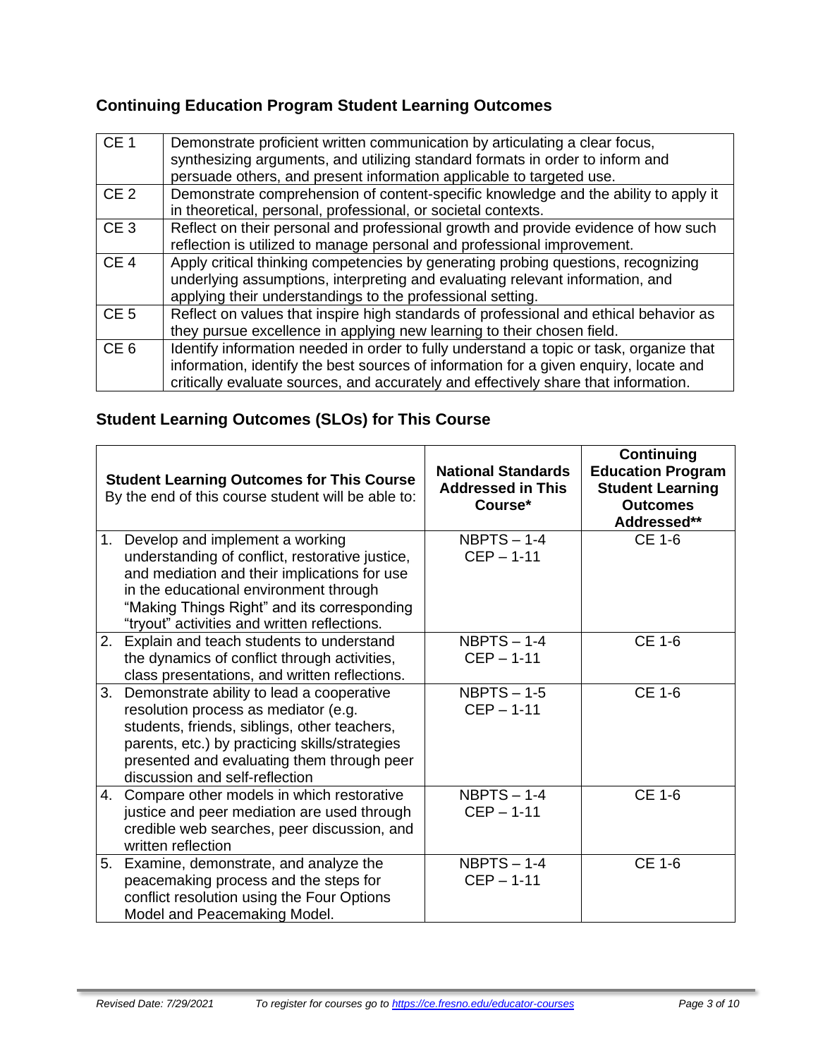## Continuing Education Program Student Learning Outcomes

| | |
|---|---|
| CE 1 | Demonstrate proficient written communication by articulating a clear focus, synthesizing arguments, and utilizing standard formats in order to inform and persuade others, and present information applicable to targeted use. |
| CE 2 | Demonstrate comprehension of content-specific knowledge and the ability to apply it in theoretical, personal, professional, or societal contexts. |
| CE 3 | Reflect on their personal and professional growth and provide evidence of how such reflection is utilized to manage personal and professional improvement. |
| CE 4 | Apply critical thinking competencies by generating probing questions, recognizing underlying assumptions, interpreting and evaluating relevant information, and applying their understandings to the professional setting. |
| CE 5 | Reflect on values that inspire high standards of professional and ethical behavior as they pursue excellence in applying new learning to their chosen field. |
| CE 6 | Identify information needed in order to fully understand a topic or task, organize that information, identify the best sources of information for a given enquiry, locate and critically evaluate sources, and accurately and effectively share that information. |

## Student Learning Outcomes (SLOs) for This Course

| **Student Learning Outcomes for This Course** By the end of this course student will be able to: | **National Standards Addressed in This Course*** | **Continuing Education Program Student Learning Outcomes Addressed**** |
|---|---|---|
| 1. Develop and implement a working understanding of conflict, restorative justice, and mediation and their implications for use in the educational environment through "Making Things Right" and its corresponding "tryout" activities and written reflections. | NBPTS – 1-4<br>CEP – 1-11 | CE 1-6 |
| 2. Explain and teach students to understand the dynamics of conflict through activities, class presentations, and written reflections. | NBPTS – 1-4<br>CEP – 1-11 | CE 1-6 |
| 3. Demonstrate ability to lead a cooperative resolution process as mediator (e.g. students, friends, siblings, other teachers, parents, etc.) by practicing skills/strategies presented and evaluating them through peer discussion and self-reflection | NBPTS – 1-5<br>CEP – 1-11 | CE 1-6 |
| 4. Compare other models in which restorative justice and peer mediation are used through credible web searches, peer discussion, and written reflection | NBPTS – 1-4<br>CEP – 1-11 | CE 1-6 |
| 5. Examine, demonstrate, and analyze the peacemaking process and the steps for conflict resolution using the Four Options Model and Peacemaking Model. | NBPTS – 1-4<br>CEP – 1-11 | CE 1-6 |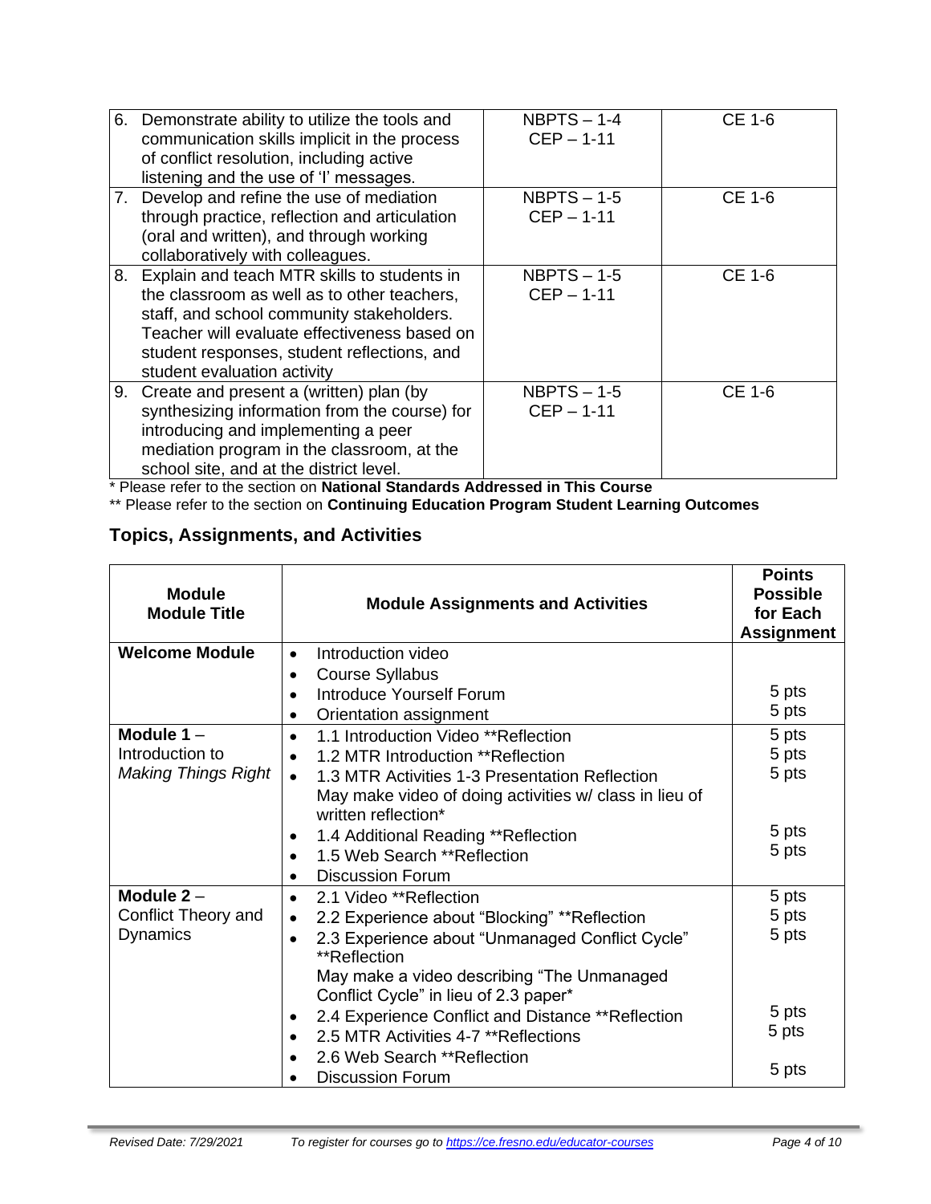| | | |
|---|---|---|
| 6. Demonstrate ability to utilize the tools and communication skills implicit in the process of conflict resolution, including active listening and the use of 'I' messages. | NBPTS – 1-4<br>CEP – 1-11 | CE 1-6 |
| 7. Develop and refine the use of mediation through practice, reflection and articulation (oral and written), and through working collaboratively with colleagues. | NBPTS – 1-5<br>CEP – 1-11 | CE 1-6 |
| 8. Explain and teach MTR skills to students in the classroom as well as to other teachers, staff, and school community stakeholders. Teacher will evaluate effectiveness based on student responses, student reflections, and student evaluation activity | NBPTS – 1-5<br>CEP – 1-11 | CE 1-6 |
| 9. Create and present a (written) plan (by synthesizing information from the course) for introducing and implementing a peer mediation program in the classroom, at the school site, and at the district level. | NBPTS – 1-5<br>CEP – 1-11 | CE 1-6 |

* Please refer to the section on **National Standards Addressed in This Course**

** Please refer to the section on **Continuing Education Program Student Learning Outcomes**

## Topics, Assignments, and Activities

| Module<br>Module Title | Module Assignments and Activities | Points Possible for Each Assignment |
|---|---|---|
| **Welcome Module** | • Introduction video<br>• Course Syllabus<br>• Introduce Yourself Forum<br>• Orientation assignment | <br><br>5 pts<br>5 pts |
| **Module 1** – Introduction to *Making Things Right* | • 1.1 Introduction Video **Reflection<br>• 1.2 MTR Introduction **Reflection<br>• 1.3 MTR Activities 1-3 Presentation Reflection May make video of doing activities w/ class in lieu of written reflection*<br>• 1.4 Additional Reading **Reflection<br>• 1.5 Web Search **Reflection<br>• Discussion Forum | 5 pts<br>5 pts<br>5 pts<br><br>5 pts<br>5 pts |
| **Module 2** – Conflict Theory and Dynamics | • 2.1 Video **Reflection<br>• 2.2 Experience about "Blocking" **Reflection<br>• 2.3 Experience about "Unmanaged Conflict Cycle" **Reflection May make a video describing "The Unmanaged Conflict Cycle" in lieu of 2.3 paper*<br>• 2.4 Experience Conflict and Distance **Reflection<br>• 2.5 MTR Activities 4-7 **Reflections<br>• 2.6 Web Search **Reflection<br>• Discussion Forum | 5 pts<br>5 pts<br>5 pts<br><br>5 pts<br>5 pts<br><br>5 pts |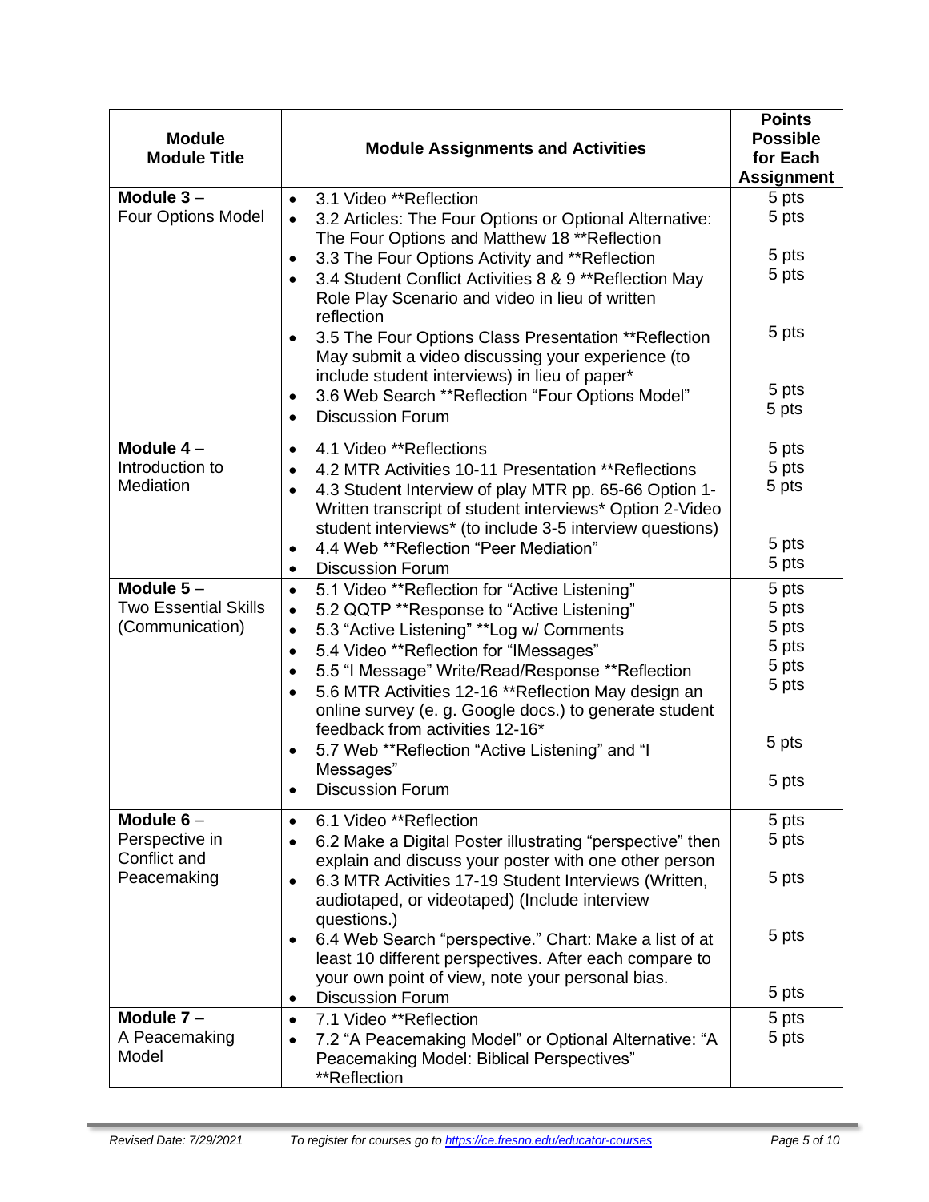| Module<br>Module Title | Module Assignments and Activities | Points Possible for Each Assignment |
|---|---|---|
| **Module 3** –<br>Four Options Model | • 3.1 Video **Reflection<br>• 3.2 Articles: The Four Options or Optional Alternative: The Four Options and Matthew 18 **Reflection<br>• 3.3 The Four Options Activity and **Reflection<br>• 3.4 Student Conflict Activities 8 & 9 **Reflection May Role Play Scenario and video in lieu of written reflection<br>• 3.5 The Four Options Class Presentation **Reflection May submit a video discussing your experience (to include student interviews) in lieu of paper*<br>• 3.6 Web Search **Reflection "Four Options Model"<br>• Discussion Forum | 5 pts<br>5 pts<br>5 pts<br>5 pts<br>5 pts<br>5 pts<br>5 pts |
| **Module 4** –<br>Introduction to Mediation | • 4.1 Video **Reflections<br>• 4.2 MTR Activities 10-11 Presentation **Reflections<br>• 4.3 Student Interview of play MTR pp. 65-66 Option 1- Written transcript of student interviews* Option 2-Video student interviews* (to include 3-5 interview questions)<br>• 4.4 Web **Reflection "Peer Mediation"<br>• Discussion Forum | 5 pts<br>5 pts<br>5 pts<br>5 pts<br>5 pts |
| **Module 5** –<br>Two Essential Skills (Communication) | • 5.1 Video **Reflection for "Active Listening"<br>• 5.2 QQTP **Response to "Active Listening"<br>• 5.3 "Active Listening" **Log w/ Comments<br>• 5.4 Video **Reflection for "IMessages"<br>• 5.5 "I Message" Write/Read/Response **Reflection<br>• 5.6 MTR Activities 12-16 **Reflection May design an online survey (e. g. Google docs.) to generate student feedback from activities 12-16*<br>• 5.7 Web **Reflection "Active Listening" and "I Messages"<br>• Discussion Forum | 5 pts<br>5 pts<br>5 pts<br>5 pts<br>5 pts<br>5 pts<br>5 pts<br>5 pts |
| **Module 6** –<br>Perspective in Conflict and Peacemaking | • 6.1 Video **Reflection<br>• 6.2 Make a Digital Poster illustrating "perspective" then explain and discuss your poster with one other person<br>• 6.3 MTR Activities 17-19 Student Interviews (Written, audiotaped, or videotaped) (Include interview questions.)<br>• 6.4 Web Search "perspective." Chart: Make a list of at least 10 different perspectives. After each compare to your own point of view, note your personal bias.<br>• Discussion Forum | 5 pts<br>5 pts<br>5 pts<br>5 pts<br>5 pts |
| **Module 7** –<br>A Peacemaking Model | • 7.1 Video **Reflection<br>• 7.2 "A Peacemaking Model" or Optional Alternative: "A Peacemaking Model: Biblical Perspectives" **Reflection | 5 pts<br>5 pts |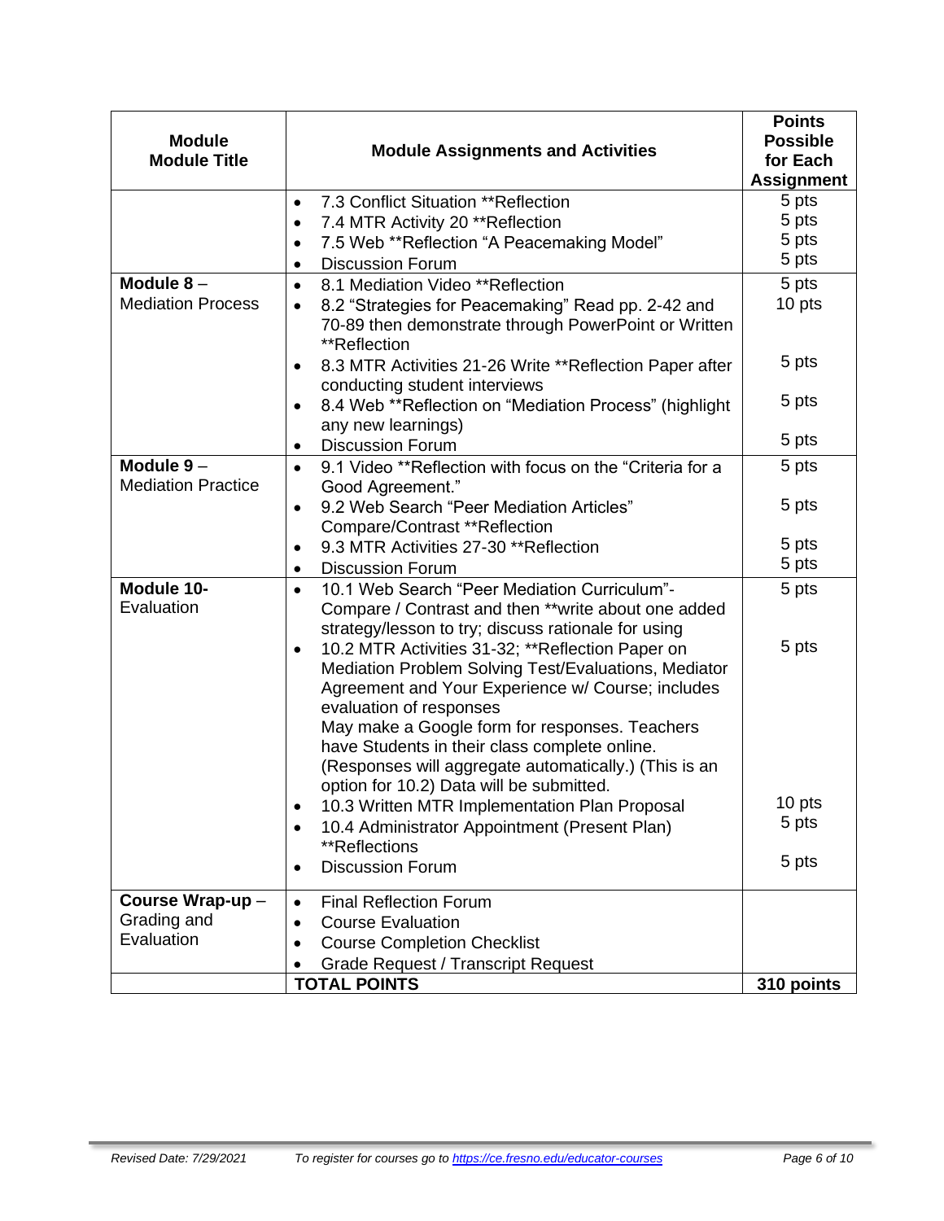| Module Module Title | Module Assignments and Activities | Points Possible for Each Assignment |
|---|---|---|
| | • 7.3 Conflict Situation **Reflection<br>• 7.4 MTR Activity 20 **Reflection<br>• 7.5 Web **Reflection "A Peacemaking Model"<br>• Discussion Forum | 5 pts<br>5 pts<br>5 pts<br>5 pts |
| **Module 8** – Mediation Process | • 8.1 Mediation Video **Reflection<br>• 8.2 "Strategies for Peacemaking" Read pp. 2-42 and 70-89 then demonstrate through PowerPoint or Written **Reflection<br>• 8.3 MTR Activities 21-26 Write **Reflection Paper after conducting student interviews<br>• 8.4 Web **Reflection on "Mediation Process" (highlight any new learnings)<br>• Discussion Forum | 5 pts<br>10 pts<br>5 pts<br>5 pts<br>5 pts |
| **Module 9** – Mediation Practice | • 9.1 Video **Reflection with focus on the "Criteria for a Good Agreement."<br>• 9.2 Web Search "Peer Mediation Articles" Compare/Contrast **Reflection<br>• 9.3 MTR Activities 27-30 **Reflection<br>• Discussion Forum | 5 pts<br>5 pts<br>5 pts<br>5 pts |
| **Module 10-** Evaluation | • 10.1 Web Search "Peer Mediation Curriculum"- Compare / Contrast and then **write about one added strategy/lesson to try; discuss rationale for using<br>• 10.2 MTR Activities 31-32; **Reflection Paper on Mediation Problem Solving Test/Evaluations, Mediator Agreement and Your Experience w/ Course; includes evaluation of responses May make a Google form for responses. Teachers have Students in their class complete online. (Responses will aggregate automatically.) (This is an option for 10.2) Data will be submitted.<br>• 10.3 Written MTR Implementation Plan Proposal<br>• 10.4 Administrator Appointment (Present Plan) **Reflections<br>• Discussion Forum | 5 pts<br>5 pts<br>10 pts<br>5 pts<br>5 pts |
| **Course Wrap-up** – Grading and Evaluation | • Final Reflection Forum<br>• Course Evaluation<br>• Course Completion Checklist<br>• Grade Request / Transcript Request | |
| | **TOTAL POINTS** | **310 points** |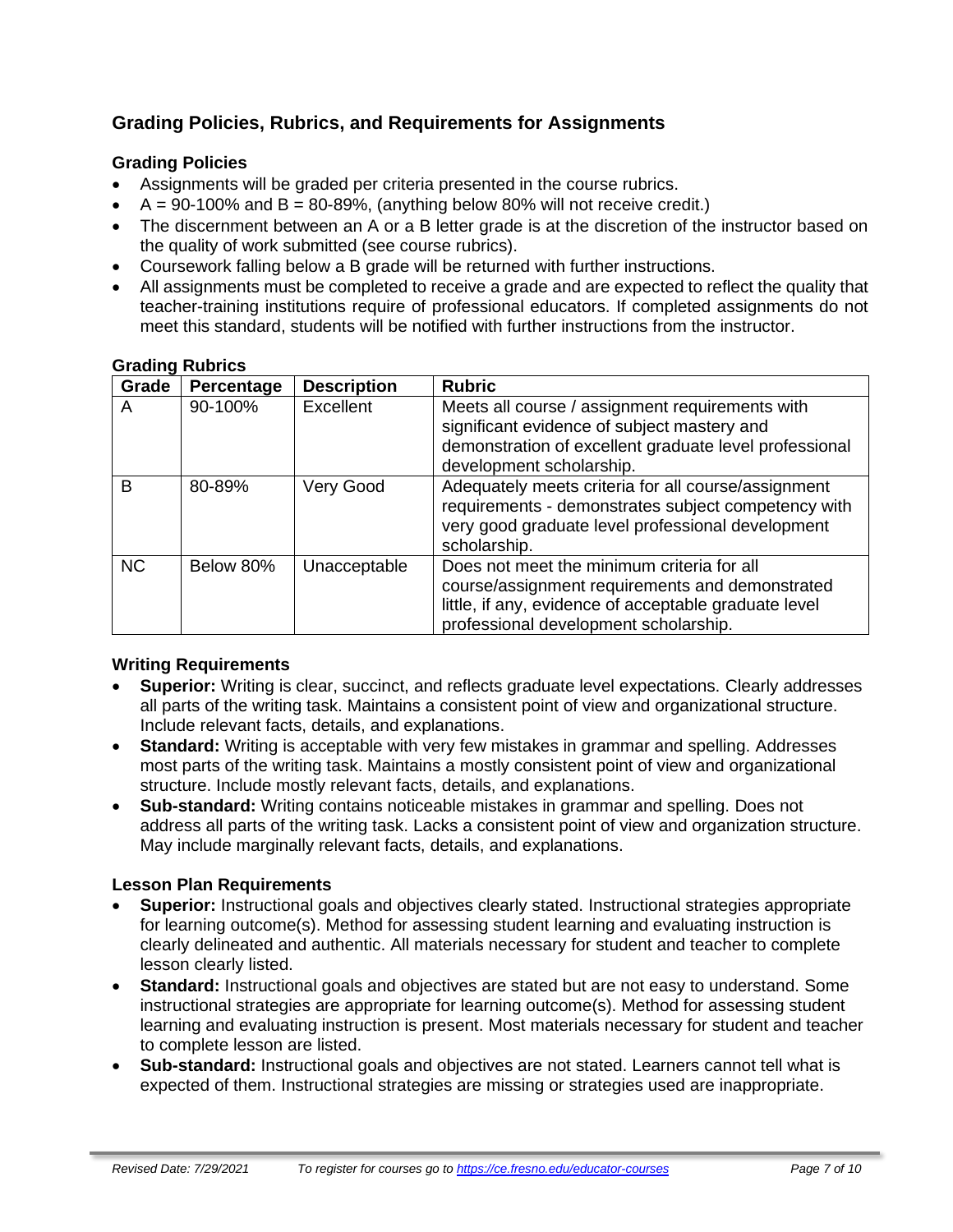## Grading Policies, Rubrics, and Requirements for Assignments

### Grading Policies

- Assignments will be graded per criteria presented in the course rubrics.
- A = 90-100% and B = 80-89%, (anything below 80% will not receive credit.)
- The discernment between an A or a B letter grade is at the discretion of the instructor based on the quality of work submitted (see course rubrics).
- Coursework falling below a B grade will be returned with further instructions.
- All assignments must be completed to receive a grade and are expected to reflect the quality that teacher-training institutions require of professional educators. If completed assignments do not meet this standard, students will be notified with further instructions from the instructor.

### Grading Rubrics

| Grade | Percentage | Description | Rubric |
|---|---|---|---|
| A | 90-100% | Excellent | Meets all course / assignment requirements with significant evidence of subject mastery and demonstration of excellent graduate level professional development scholarship. |
| B | 80-89% | Very Good | Adequately meets criteria for all course/assignment requirements - demonstrates subject competency with very good graduate level professional development scholarship. |
| NC | Below 80% | Unacceptable | Does not meet the minimum criteria for all course/assignment requirements and demonstrated little, if any, evidence of acceptable graduate level professional development scholarship. |

### Writing Requirements

- **Superior:** Writing is clear, succinct, and reflects graduate level expectations. Clearly addresses all parts of the writing task. Maintains a consistent point of view and organizational structure. Include relevant facts, details, and explanations.
- **Standard:** Writing is acceptable with very few mistakes in grammar and spelling. Addresses most parts of the writing task. Maintains a mostly consistent point of view and organizational structure. Include mostly relevant facts, details, and explanations.
- **Sub-standard:** Writing contains noticeable mistakes in grammar and spelling. Does not address all parts of the writing task. Lacks a consistent point of view and organization structure. May include marginally relevant facts, details, and explanations.

### Lesson Plan Requirements

- **Superior:** Instructional goals and objectives clearly stated. Instructional strategies appropriate for learning outcome(s). Method for assessing student learning and evaluating instruction is clearly delineated and authentic. All materials necessary for student and teacher to complete lesson clearly listed.
- **Standard:** Instructional goals and objectives are stated but are not easy to understand. Some instructional strategies are appropriate for learning outcome(s). Method for assessing student learning and evaluating instruction is present. Most materials necessary for student and teacher to complete lesson are listed.
- **Sub-standard:** Instructional goals and objectives are not stated. Learners cannot tell what is expected of them. Instructional strategies are missing or strategies used are inappropriate.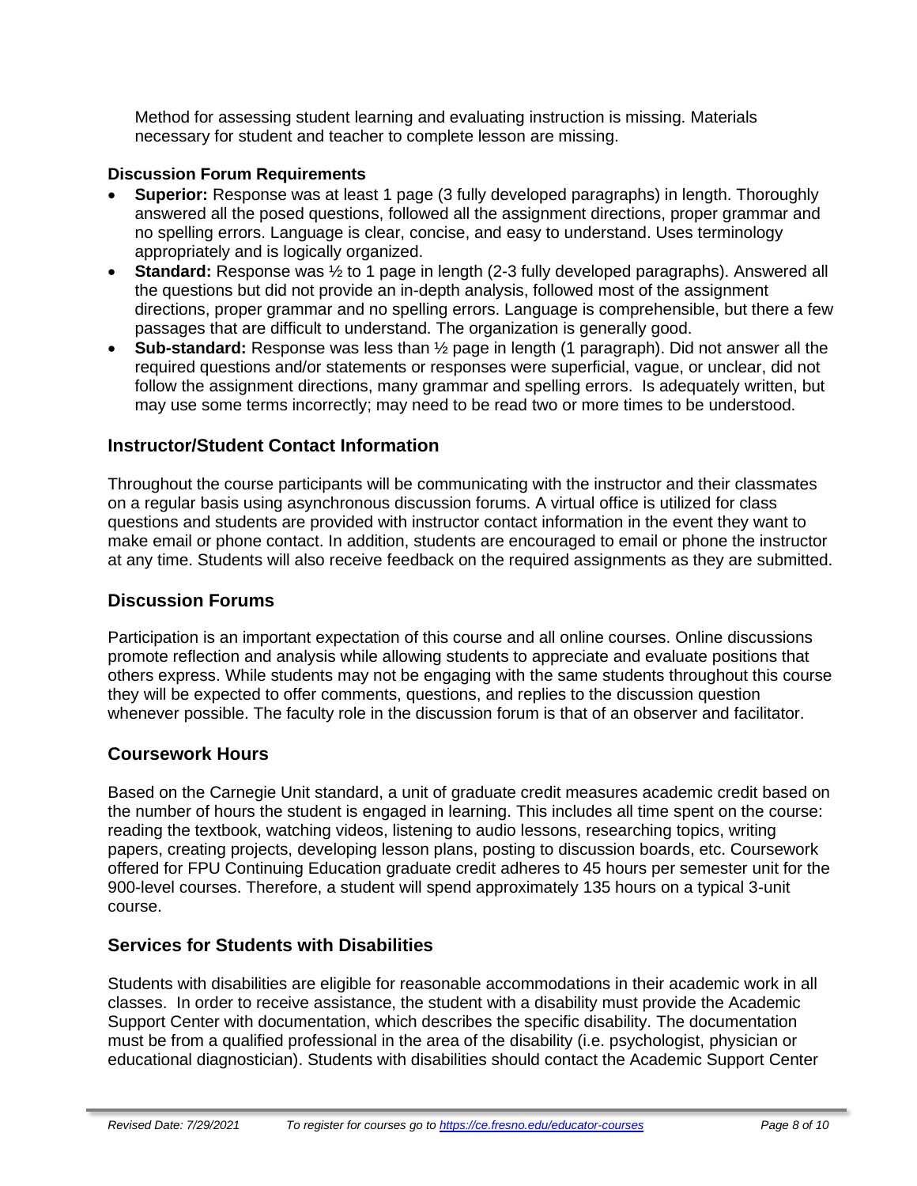Method for assessing student learning and evaluating instruction is missing. Materials necessary for student and teacher to complete lesson are missing.

**Discussion Forum Requirements**

- **Superior:** Response was at least 1 page (3 fully developed paragraphs) in length. Thoroughly answered all the posed questions, followed all the assignment directions, proper grammar and no spelling errors. Language is clear, concise, and easy to understand. Uses terminology appropriately and is logically organized.
- **Standard:** Response was ½ to 1 page in length (2-3 fully developed paragraphs). Answered all the questions but did not provide an in-depth analysis, followed most of the assignment directions, proper grammar and no spelling errors. Language is comprehensible, but there a few passages that are difficult to understand. The organization is generally good.
- **Sub-standard:** Response was less than ½ page in length (1 paragraph). Did not answer all the required questions and/or statements or responses were superficial, vague, or unclear, did not follow the assignment directions, many grammar and spelling errors. Is adequately written, but may use some terms incorrectly; may need to be read two or more times to be understood.

## Instructor/Student Contact Information

Throughout the course participants will be communicating with the instructor and their classmates on a regular basis using asynchronous discussion forums. A virtual office is utilized for class questions and students are provided with instructor contact information in the event they want to make email or phone contact. In addition, students are encouraged to email or phone the instructor at any time. Students will also receive feedback on the required assignments as they are submitted.

## Discussion Forums

Participation is an important expectation of this course and all online courses. Online discussions promote reflection and analysis while allowing students to appreciate and evaluate positions that others express. While students may not be engaging with the same students throughout this course they will be expected to offer comments, questions, and replies to the discussion question whenever possible. The faculty role in the discussion forum is that of an observer and facilitator.

## Coursework Hours

Based on the Carnegie Unit standard, a unit of graduate credit measures academic credit based on the number of hours the student is engaged in learning. This includes all time spent on the course: reading the textbook, watching videos, listening to audio lessons, researching topics, writing papers, creating projects, developing lesson plans, posting to discussion boards, etc. Coursework offered for FPU Continuing Education graduate credit adheres to 45 hours per semester unit for the 900-level courses. Therefore, a student will spend approximately 135 hours on a typical 3-unit course.

## Services for Students with Disabilities

Students with disabilities are eligible for reasonable accommodations in their academic work in all classes. In order to receive assistance, the student with a disability must provide the Academic Support Center with documentation, which describes the specific disability. The documentation must be from a qualified professional in the area of the disability (i.e. psychologist, physician or educational diagnostician). Students with disabilities should contact the Academic Support Center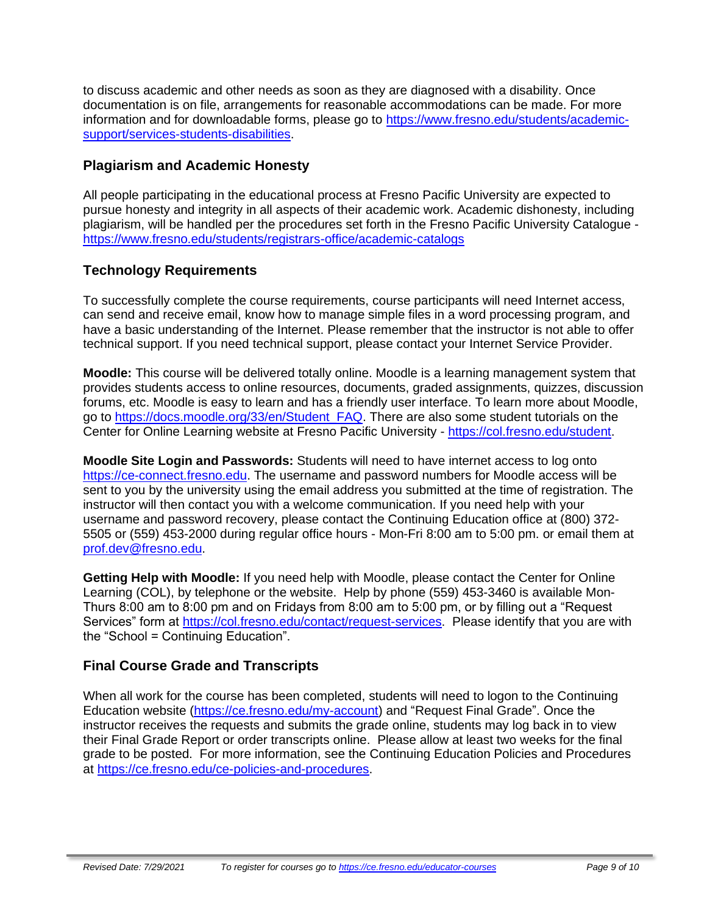to discuss academic and other needs as soon as they are diagnosed with a disability. Once documentation is on file, arrangements for reasonable accommodations can be made. For more information and for downloadable forms, please go to https://www.fresno.edu/students/academic-support/services-students-disabilities.

## Plagiarism and Academic Honesty

All people participating in the educational process at Fresno Pacific University are expected to pursue honesty and integrity in all aspects of their academic work. Academic dishonesty, including plagiarism, will be handled per the procedures set forth in the Fresno Pacific University Catalogue - https://www.fresno.edu/students/registrars-office/academic-catalogs

## Technology Requirements

To successfully complete the course requirements, course participants will need Internet access, can send and receive email, know how to manage simple files in a word processing program, and have a basic understanding of the Internet. Please remember that the instructor is not able to offer technical support. If you need technical support, please contact your Internet Service Provider.

**Moodle:** This course will be delivered totally online. Moodle is a learning management system that provides students access to online resources, documents, graded assignments, quizzes, discussion forums, etc. Moodle is easy to learn and has a friendly user interface. To learn more about Moodle, go to https://docs.moodle.org/33/en/Student_FAQ. There are also some student tutorials on the Center for Online Learning website at Fresno Pacific University - https://col.fresno.edu/student.

**Moodle Site Login and Passwords:** Students will need to have internet access to log onto https://ce-connect.fresno.edu. The username and password numbers for Moodle access will be sent to you by the university using the email address you submitted at the time of registration. The instructor will then contact you with a welcome communication. If you need help with your username and password recovery, please contact the Continuing Education office at (800) 372-5505 or (559) 453-2000 during regular office hours - Mon-Fri 8:00 am to 5:00 pm. or email them at prof.dev@fresno.edu.

**Getting Help with Moodle:** If you need help with Moodle, please contact the Center for Online Learning (COL), by telephone or the website. Help by phone (559) 453-3460 is available Mon-Thurs 8:00 am to 8:00 pm and on Fridays from 8:00 am to 5:00 pm, or by filling out a "Request Services" form at https://col.fresno.edu/contact/request-services. Please identify that you are with the "School = Continuing Education".

## Final Course Grade and Transcripts

When all work for the course has been completed, students will need to logon to the Continuing Education website (https://ce.fresno.edu/my-account) and "Request Final Grade". Once the instructor receives the requests and submits the grade online, students may log back in to view their Final Grade Report or order transcripts online. Please allow at least two weeks for the final grade to be posted. For more information, see the Continuing Education Policies and Procedures at https://ce.fresno.edu/ce-policies-and-procedures.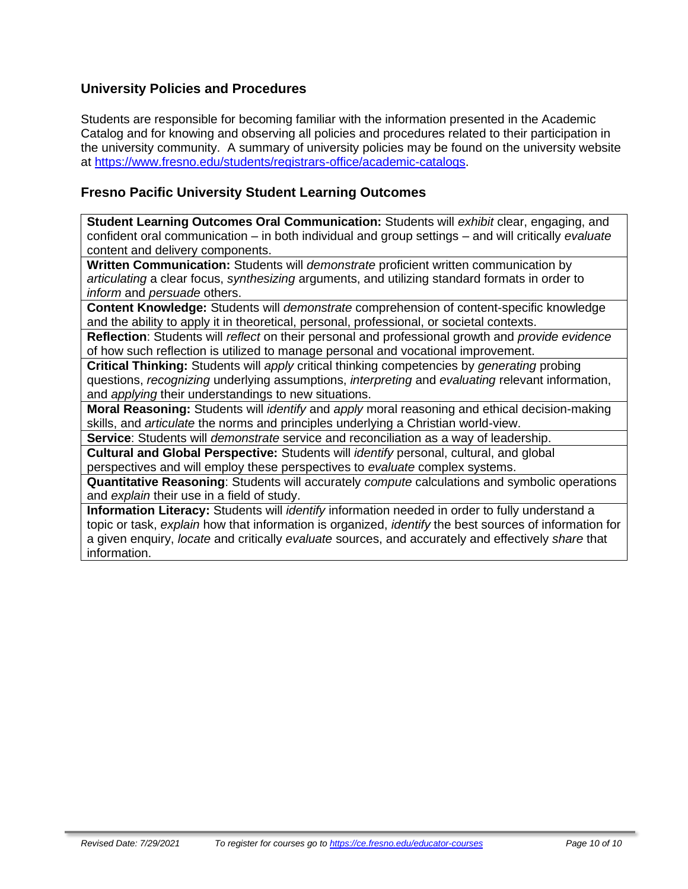## University Policies and Procedures

Students are responsible for becoming familiar with the information presented in the Academic Catalog and for knowing and observing all policies and procedures related to their participation in the university community. A summary of university policies may be found on the university website at https://www.fresno.edu/students/registrars-office/academic-catalogs.

## Fresno Pacific University Student Learning Outcomes

| |
|---|
| **Student Learning Outcomes Oral Communication:** Students will *exhibit* clear, engaging, and confident oral communication – in both individual and group settings – and will critically *evaluate* content and delivery components. |
| **Written Communication:** Students will *demonstrate* proficient written communication by *articulating* a clear focus, *synthesizing* arguments, and utilizing standard formats in order to *inform* and *persuade* others. |
| **Content Knowledge:** Students will *demonstrate* comprehension of content-specific knowledge and the ability to apply it in theoretical, personal, professional, or societal contexts. |
| **Reflection**: Students will *reflect* on their personal and professional growth and *provide evidence* of how such reflection is utilized to manage personal and vocational improvement. |
| **Critical Thinking:** Students will *apply* critical thinking competencies by *generating* probing questions, *recognizing* underlying assumptions, *interpreting* and *evaluating* relevant information, and *applying* their understandings to new situations. |
| **Moral Reasoning:** Students will *identify* and *apply* moral reasoning and ethical decision-making skills, and *articulate* the norms and principles underlying a Christian world-view. |
| **Service**: Students will *demonstrate* service and reconciliation as a way of leadership. |
| **Cultural and Global Perspective:** Students will *identify* personal, cultural, and global perspectives and will employ these perspectives to *evaluate* complex systems. |
| **Quantitative Reasoning**: Students will accurately *compute* calculations and symbolic operations and *explain* their use in a field of study. |
| **Information Literacy:** Students will *identify* information needed in order to fully understand a topic or task, *explain* how that information is organized, *identify* the best sources of information for a given enquiry, *locate* and critically *evaluate* sources, and accurately and effectively *share* that information. |